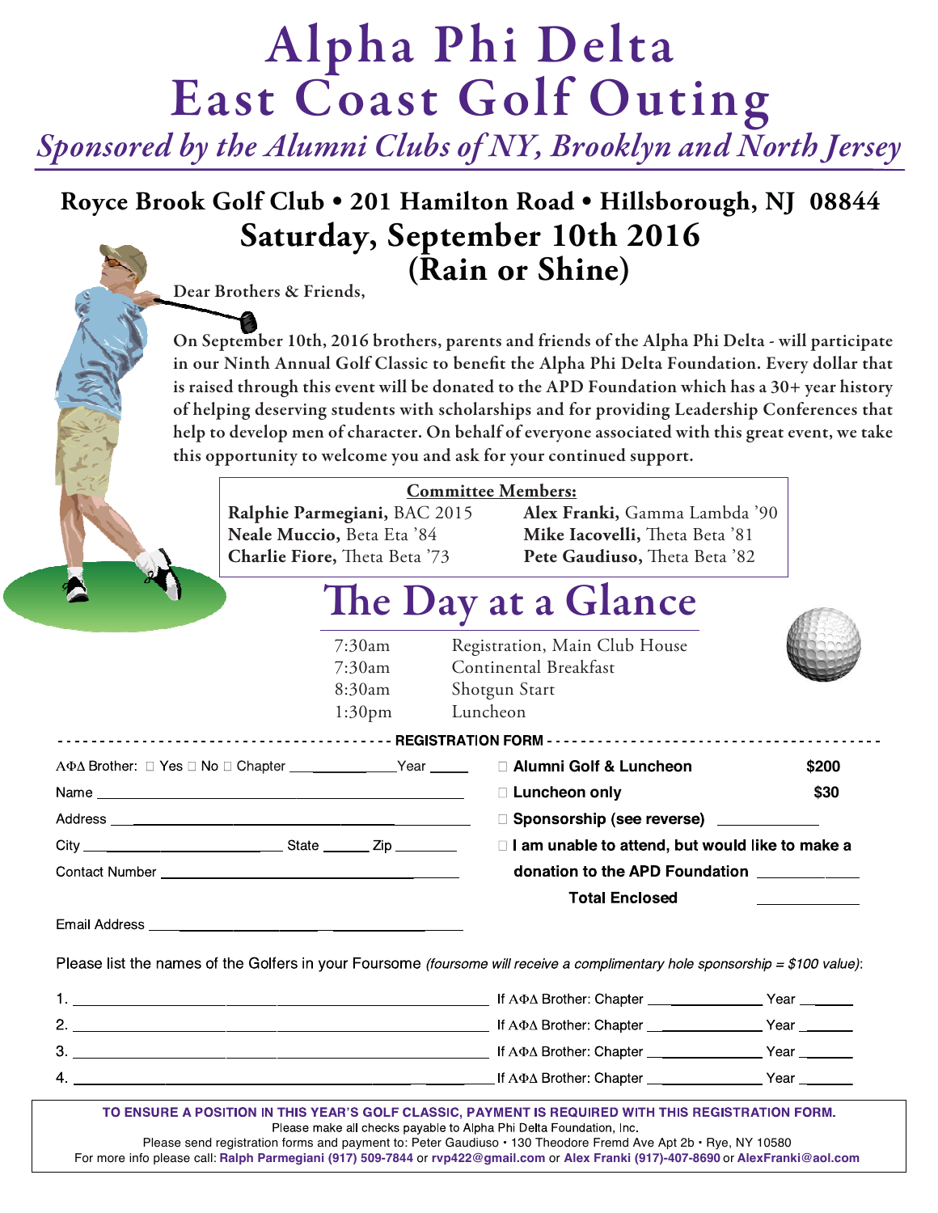# Alpha Phi Delta East Coast Golf Outing

*Sponsored by the Alumni Clubs of NY, Brooklyn and North Jersey*

## Royce Brook Golf Club • 201 Hamilton Road • Hillsborough, NJ 08844

## Saturday, September 10th 2016 (Rain or Shine)

Dear Brothers & Friends,

On September 10th, 2016 brothers, parents and friends of the Alpha Phi Delta - will participate in our Ninth Annual Golf Classic to benefit the Alpha Phi Delta Foundation. Every dollar that is raised through this event will be donated to the APD Foundation which has a 30+ year history of helping deserving students with scholarships and for providing Leadership Conferences that help to develop men of character. On behalf of everyone associated with this great event, we take this opportunity to welcome you and ask for your continued support.

**Committee Members:**

**Ralphie Parmegiani,** BAC 2015
**Neale Muccio,** Beta Eta '84
**Charlie Fiore,** Theta Beta '73
**Alex Franki,** Gamma Lambda '90
**Mike Iacovelli,** Theta Beta '81
**Pete Gaudiuso,** Theta Beta '82

## The Day at a Glance

| | |
|---|---|
| 7:30am | Registration, Main Club House |
| 7:30am | Continental Breakfast |
| 8:30am | Shotgun Start |
| 1:30pm | Luncheon |

### REGISTRATION FORM

ΑΦΔ Brother: ☐ Yes ☐ No ☐ Chapter ______________ Year _____

Name ______________________________________________

Address ____________________________________________

City ______________________ State ______ Zip ________

Contact Number _____________________________________

Email Address ______________________________________

| | |
|---|---|
| ☐ **Alumni Golf & Luncheon** | **$200** |
| ☐ **Luncheon only** | **$30** |
| ☐ **Sponsorship (see reverse)** | ____________ |
| ☐ **I am unable to attend, but would like to make a donation to the APD Foundation** | ____________ |
| **Total Enclosed** | ____________ |

Please list the names of the Golfers in your Foursome *(foursome will receive a complimentary hole sponsorship = $100 value)*:

1. ______________________________ If ΑΦΔ Brother: Chapter ______________ Year ______
2. ______________________________ If ΑΦΔ Brother: Chapter ______________ Year ______
3. ______________________________ If ΑΦΔ Brother: Chapter ______________ Year ______
4. ______________________________ If ΑΦΔ Brother: Chapter ______________ Year ______

**TO ENSURE A POSITION IN THIS YEAR'S GOLF CLASSIC, PAYMENT IS REQUIRED WITH THIS REGISTRATION FORM.**
Please make all checks payable to Alpha Phi Delta Foundation, Inc.
Please send registration forms and payment to: Peter Gaudiuso • 130 Theodore Fremd Ave Apt 2b • Rye, NY 10580
For more info please call: **Ralph Parmegiani (917) 509-7844** or **rvp422@gmail.com** or **Alex Franki (917)-407-8690** or **AlexFranki@aol.com**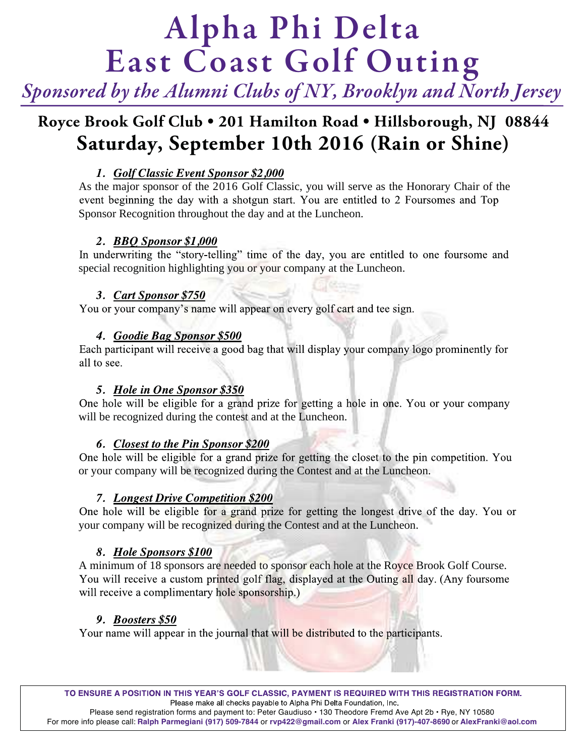# Alpha Phi Delta
# East Coast Golf Outing

*Sponsored by the Alumni Clubs of NY, Brooklyn and North Jersey*

## Royce Brook Golf Club • 201 Hamilton Road • Hillsborough, NJ 08844
## Saturday, September 10th 2016 (Rain or Shine)

1. ***Golf Classic Event Sponsor $2,000***

As the major sponsor of the 2016 Golf Classic, you will serve as the Honorary Chair of the event beginning the day with a shotgun start. You are entitled to 2 Foursomes and Top Sponsor Recognition throughout the day and at the Luncheon.

2. ***BBQ Sponsor $1,000***

In underwriting the "story-telling" time of the day, you are entitled to one foursome and special recognition highlighting you or your company at the Luncheon.

3. ***Cart Sponsor $750***

You or your company's name will appear on every golf cart and tee sign.

4. ***Goodie Bag Sponsor $500***

Each participant will receive a good bag that will display your company logo prominently for all to see.

5. ***Hole in One Sponsor $350***

One hole will be eligible for a grand prize for getting a hole in one. You or your company will be recognized during the contest and at the Luncheon.

6. ***Closest to the Pin Sponsor $200***

One hole will be eligible for a grand prize for getting the closet to the pin competition. You or your company will be recognized during the Contest and at the Luncheon.

7. ***Longest Drive Competition $200***

One hole will be eligible for a grand prize for getting the longest drive of the day. You or your company will be recognized during the Contest and at the Luncheon.

8. ***Hole Sponsors $100***

A minimum of 18 sponsors are needed to sponsor each hole at the Royce Brook Golf Course. You will receive a custom printed golf flag, displayed at the Outing all day. (Any foursome will receive a complimentary hole sponsorship.)

9. ***Boosters $50***

Your name will appear in the journal that will be distributed to the participants.

---

**TO ENSURE A POSITION IN THIS YEAR'S GOLF CLASSIC, PAYMENT IS REQUIRED WITH THIS REGISTRATION FORM.**

Please make all checks payable to Alpha Phi Delta Foundation, Inc.

Please send registration forms and payment to: Peter Gaudiuso • 130 Theodore Fremd Ave Apt 2b • Rye, NY 10580

For more info please call: **Ralph Parmegiani (917) 509-7844** or **rvp422@gmail.com** or **Alex Franki (917)-407-8690** or **AlexFranki@aol.com**